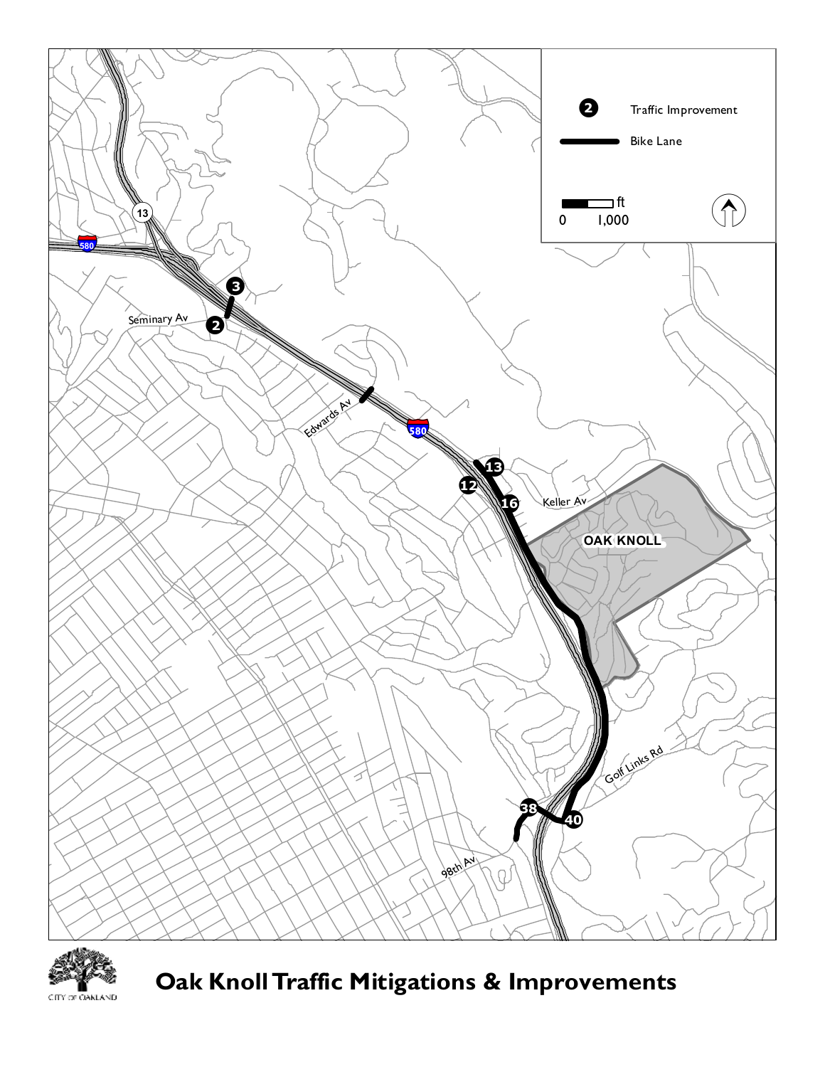# Oak Knoll Traffic Mitigations & Improvements

Traffic Improvement

Bike Lane

0 1,000 ft

Seminary Av

Edwards Av

Keller Av

OAK KNOLL

Golf Links Rd

98th Av

CITY OF OAKLAND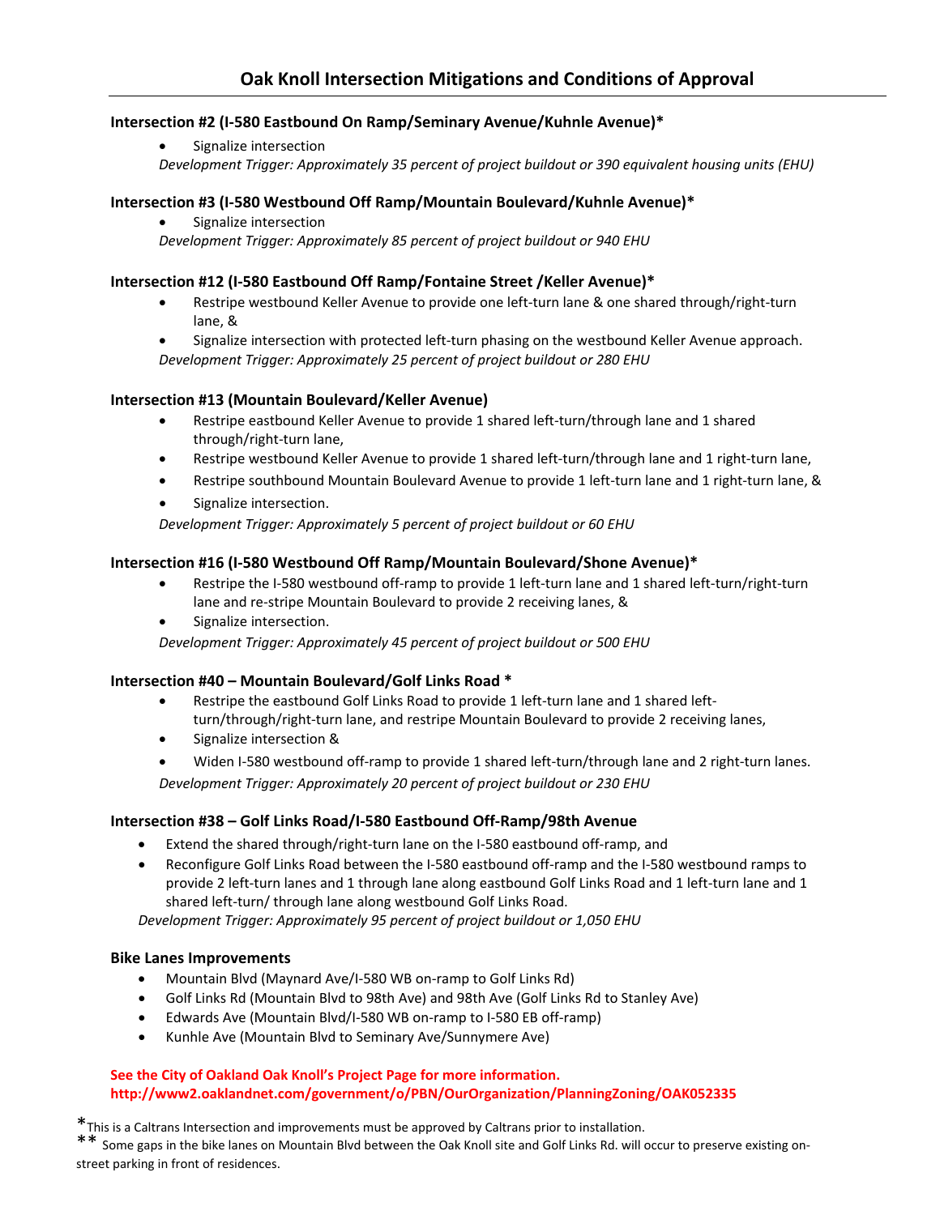# Oak Knoll Intersection Mitigations and Conditions of Approval

### Intersection #2 (I-580 Eastbound On Ramp/Seminary Avenue/Kuhnle Avenue)*

- Signalize intersection

*Development Trigger: Approximately 35 percent of project buildout or 390 equivalent housing units (EHU)*

### Intersection #3 (I-580 Westbound Off Ramp/Mountain Boulevard/Kuhnle Avenue)*

- Signalize intersection

*Development Trigger: Approximately 85 percent of project buildout or 940 EHU*

### Intersection #12 (I-580 Eastbound Off Ramp/Fontaine Street /Keller Avenue)*

- Restripe westbound Keller Avenue to provide one left-turn lane & one shared through/right-turn lane, &
- Signalize intersection with protected left-turn phasing on the westbound Keller Avenue approach.

*Development Trigger: Approximately 25 percent of project buildout or 280 EHU*

### Intersection #13 (Mountain Boulevard/Keller Avenue)

- Restripe eastbound Keller Avenue to provide 1 shared left-turn/through lane and 1 shared through/right-turn lane,
- Restripe westbound Keller Avenue to provide 1 shared left-turn/through lane and 1 right-turn lane,
- Restripe southbound Mountain Boulevard Avenue to provide 1 left-turn lane and 1 right-turn lane, &
- Signalize intersection.

*Development Trigger: Approximately 5 percent of project buildout or 60 EHU*

### Intersection #16 (I-580 Westbound Off Ramp/Mountain Boulevard/Shone Avenue)*

- Restripe the I-580 westbound off-ramp to provide 1 left-turn lane and 1 shared left-turn/right-turn lane and re-stripe Mountain Boulevard to provide 2 receiving lanes, &
- Signalize intersection.

*Development Trigger: Approximately 45 percent of project buildout or 500 EHU*

### Intersection #40 – Mountain Boulevard/Golf Links Road *

- Restripe the eastbound Golf Links Road to provide 1 left-turn lane and 1 shared left-turn/through/right-turn lane, and restripe Mountain Boulevard to provide 2 receiving lanes,
- Signalize intersection &
- Widen I-580 westbound off-ramp to provide 1 shared left-turn/through lane and 2 right-turn lanes.

*Development Trigger: Approximately 20 percent of project buildout or 230 EHU*

### Intersection #38 – Golf Links Road/I-580 Eastbound Off-Ramp/98th Avenue

- Extend the shared through/right-turn lane on the I-580 eastbound off-ramp, and
- Reconfigure Golf Links Road between the I-580 eastbound off-ramp and the I-580 westbound ramps to provide 2 left-turn lanes and 1 through lane along eastbound Golf Links Road and 1 left-turn lane and 1 shared left-turn/ through lane along westbound Golf Links Road.

*Development Trigger: Approximately 95 percent of project buildout or 1,050 EHU*

### Bike Lanes Improvements

- Mountain Blvd (Maynard Ave/I-580 WB on-ramp to Golf Links Rd)
- Golf Links Rd (Mountain Blvd to 98th Ave) and 98th Ave (Golf Links Rd to Stanley Ave)
- Edwards Ave (Mountain Blvd/I-580 WB on-ramp to I-580 EB off-ramp)
- Kunhle Ave (Mountain Blvd to Seminary Ave/Sunnymere Ave)

**See the City of Oakland Oak Knoll's Project Page for more information.**
**http://www2.oaklandnet.com/government/o/PBN/OurOrganization/PlanningZoning/OAK052335**

*This is a Caltrans Intersection and improvements must be approved by Caltrans prior to installation.

** Some gaps in the bike lanes on Mountain Blvd between the Oak Knoll site and Golf Links Rd. will occur to preserve existing on-street parking in front of residences.